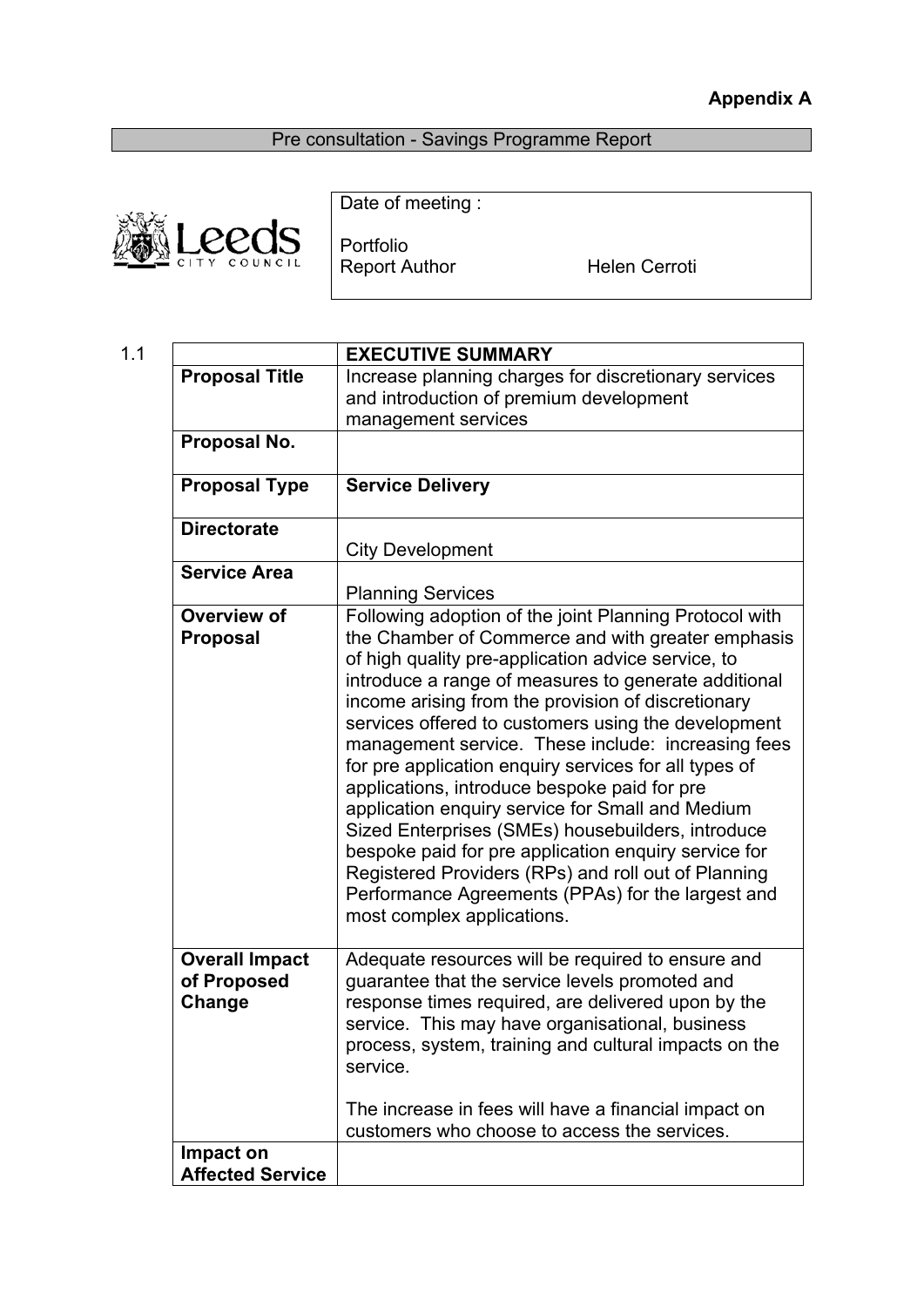**Appendix A**

Pre consultation - Savings Programme Report

| | |
|---|---|
| Date of meeting : | |
| Portfolio | |
| Report Author | Helen Cerroti |

1.1

| | **EXECUTIVE SUMMARY** |
|---|---|
| **Proposal Title** | Increase planning charges for discretionary services and introduction of premium development management services |
| **Proposal No.** | |
| **Proposal Type** | **Service Delivery** |
| **Directorate** | City Development |
| **Service Area** | Planning Services |
| **Overview of Proposal** | Following adoption of the joint Planning Protocol with the Chamber of Commerce and with greater emphasis of high quality pre-application advice service, to introduce a range of measures to generate additional income arising from the provision of discretionary services offered to customers using the development management service. These include: increasing fees for pre application enquiry services for all types of applications, introduce bespoke paid for pre application enquiry service for Small and Medium Sized Enterprises (SMEs) housebuilders, introduce bespoke paid for pre application enquiry service for Registered Providers (RPs) and roll out of Planning Performance Agreements (PPAs) for the largest and most complex applications. |
| **Overall Impact of Proposed Change** | Adequate resources will be required to ensure and guarantee that the service levels promoted and response times required, are delivered upon by the service. This may have organisational, business process, system, training and cultural impacts on the service.<br><br>The increase in fees will have a financial impact on customers who choose to access the services. |
| **Impact on Affected Service** | |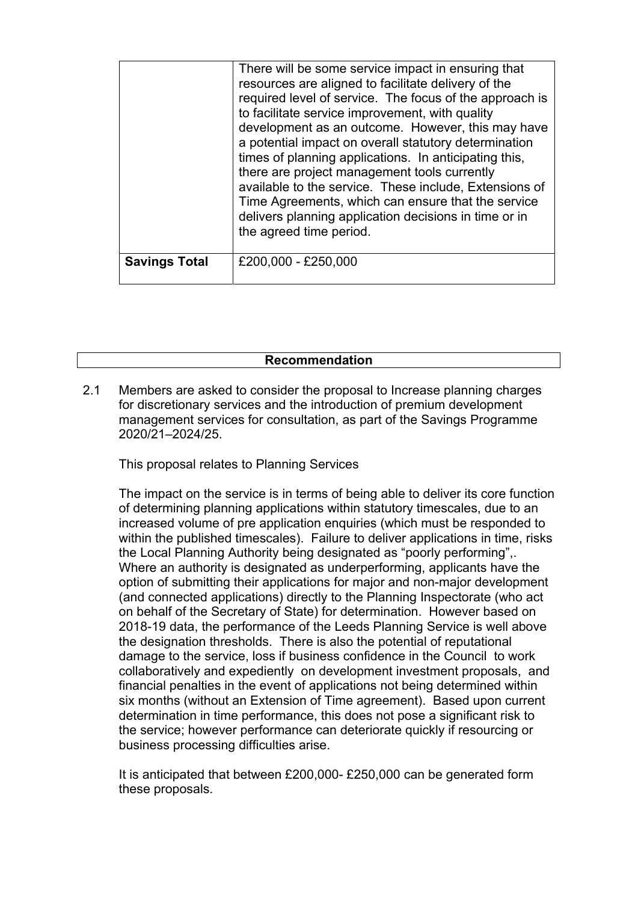| | |
|---|---|
| | There will be some service impact in ensuring that resources are aligned to facilitate delivery of the required level of service. The focus of the approach is to facilitate service improvement, with quality development as an outcome. However, this may have a potential impact on overall statutory determination times of planning applications. In anticipating this, there are project management tools currently available to the service. These include, Extensions of Time Agreements, which can ensure that the service delivers planning application decisions in time or in the agreed time period. |
| **Savings Total** | £200,000 - £250,000 |

| **Recommendation** |
|---|

2.1 Members are asked to consider the proposal to Increase planning charges for discretionary services and the introduction of premium development management services for consultation, as part of the Savings Programme 2020/21–2024/25.

This proposal relates to Planning Services

The impact on the service is in terms of being able to deliver its core function of determining planning applications within statutory timescales, due to an increased volume of pre application enquiries (which must be responded to within the published timescales). Failure to deliver applications in time, risks the Local Planning Authority being designated as "poorly performing",. Where an authority is designated as underperforming, applicants have the option of submitting their applications for major and non-major development (and connected applications) directly to the Planning Inspectorate (who act on behalf of the Secretary of State) for determination. However based on 2018-19 data, the performance of the Leeds Planning Service is well above the designation thresholds. There is also the potential of reputational damage to the service, loss if business confidence in the Council to work collaboratively and expediently on development investment proposals, and financial penalties in the event of applications not being determined within six months (without an Extension of Time agreement). Based upon current determination in time performance, this does not pose a significant risk to the service; however performance can deteriorate quickly if resourcing or business processing difficulties arise.

It is anticipated that between £200,000- £250,000 can be generated form these proposals.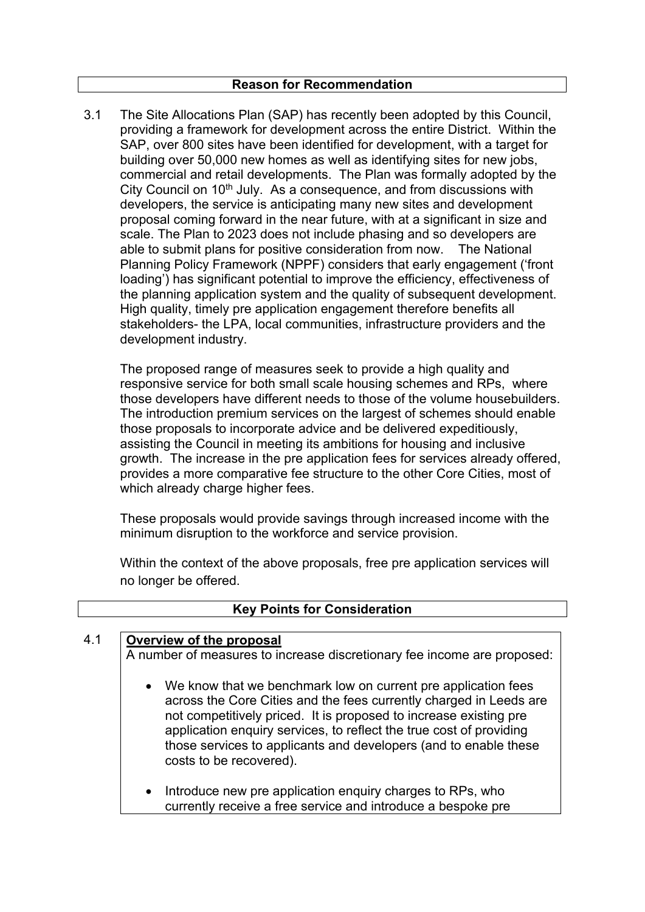**Reason for Recommendation**

3.1 The Site Allocations Plan (SAP) has recently been adopted by this Council, providing a framework for development across the entire District. Within the SAP, over 800 sites have been identified for development, with a target for building over 50,000 new homes as well as identifying sites for new jobs, commercial and retail developments. The Plan was formally adopted by the City Council on 10th July. As a consequence, and from discussions with developers, the service is anticipating many new sites and development proposal coming forward in the near future, with at a significant in size and scale. The Plan to 2023 does not include phasing and so developers are able to submit plans for positive consideration from now. The National Planning Policy Framework (NPPF) considers that early engagement ('front loading') has significant potential to improve the efficiency, effectiveness of the planning application system and the quality of subsequent development. High quality, timely pre application engagement therefore benefits all stakeholders- the LPA, local communities, infrastructure providers and the development industry.

The proposed range of measures seek to provide a high quality and responsive service for both small scale housing schemes and RPs, where those developers have different needs to those of the volume housebuilders. The introduction premium services on the largest of schemes should enable those proposals to incorporate advice and be delivered expeditiously, assisting the Council in meeting its ambitions for housing and inclusive growth. The increase in the pre application fees for services already offered, provides a more comparative fee structure to the other Core Cities, most of which already charge higher fees.

These proposals would provide savings through increased income with the minimum disruption to the workforce and service provision.

Within the context of the above proposals, free pre application services will no longer be offered.

**Key Points for Consideration**

4.1 **Overview of the proposal**

A number of measures to increase discretionary fee income are proposed:

- We know that we benchmark low on current pre application fees across the Core Cities and the fees currently charged in Leeds are not competitively priced. It is proposed to increase existing pre application enquiry services, to reflect the true cost of providing those services to applicants and developers (and to enable these costs to be recovered).
- Introduce new pre application enquiry charges to RPs, who currently receive a free service and introduce a bespoke pre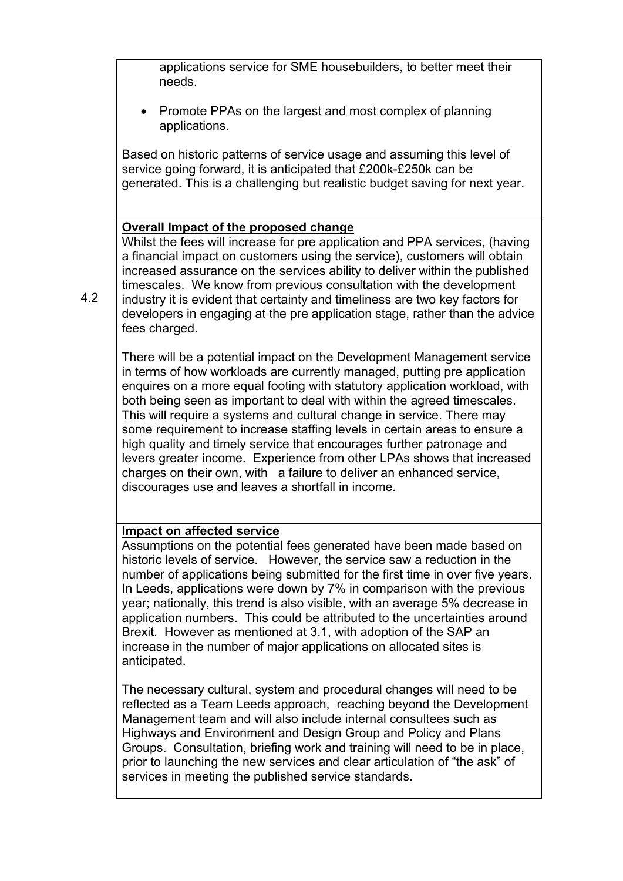applications service for SME housebuilders, to better meet their needs.

- Promote PPAs on the largest and most complex of planning applications.

Based on historic patterns of service usage and assuming this level of service going forward, it is anticipated that £200k-£250k can be generated. This is a challenging but realistic budget saving for next year.

4.2

**Overall Impact of the proposed change**

Whilst the fees will increase for pre application and PPA services, (having a financial impact on customers using the service), customers will obtain increased assurance on the services ability to deliver within the published timescales. We know from previous consultation with the development industry it is evident that certainty and timeliness are two key factors for developers in engaging at the pre application stage, rather than the advice fees charged.

There will be a potential impact on the Development Management service in terms of how workloads are currently managed, putting pre application enquires on a more equal footing with statutory application workload, with both being seen as important to deal with within the agreed timescales. This will require a systems and cultural change in service. There may some requirement to increase staffing levels in certain areas to ensure a high quality and timely service that encourages further patronage and levers greater income. Experience from other LPAs shows that increased charges on their own, with a failure to deliver an enhanced service, discourages use and leaves a shortfall in income.

**Impact on affected service**

Assumptions on the potential fees generated have been made based on historic levels of service. However, the service saw a reduction in the number of applications being submitted for the first time in over five years. In Leeds, applications were down by 7% in comparison with the previous year; nationally, this trend is also visible, with an average 5% decrease in application numbers. This could be attributed to the uncertainties around Brexit. However as mentioned at 3.1, with adoption of the SAP an increase in the number of major applications on allocated sites is anticipated.

The necessary cultural, system and procedural changes will need to be reflected as a Team Leeds approach, reaching beyond the Development Management team and will also include internal consultees such as Highways and Environment and Design Group and Policy and Plans Groups. Consultation, briefing work and training will need to be in place, prior to launching the new services and clear articulation of "the ask" of services in meeting the published service standards.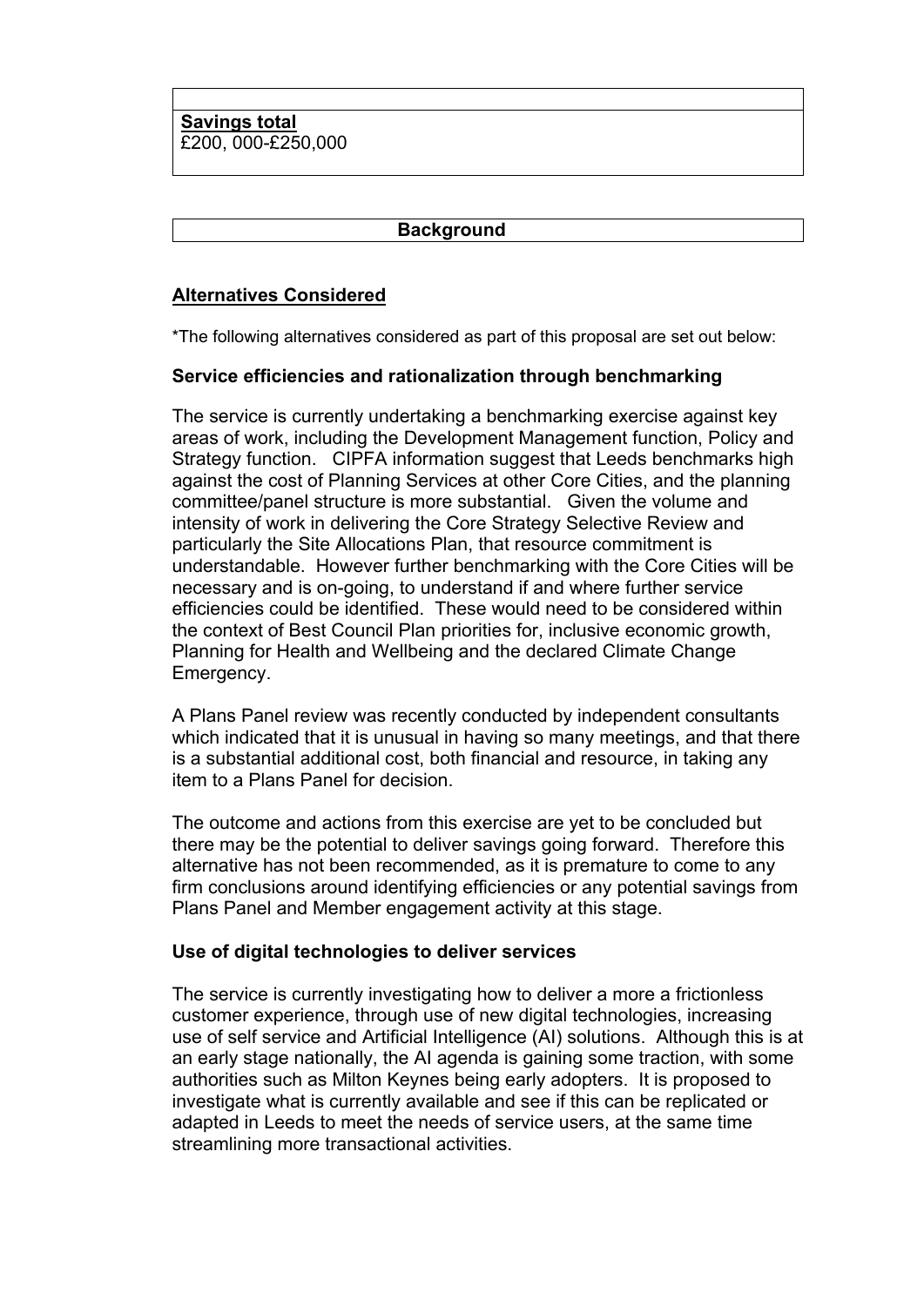**Savings total**
£200, 000-£250,000

**Background**

## Alternatives Considered

*The following alternatives considered as part of this proposal are set out below:

### Service efficiencies and rationalization through benchmarking

The service is currently undertaking a benchmarking exercise against key areas of work, including the Development Management function, Policy and Strategy function. CIPFA information suggest that Leeds benchmarks high against the cost of Planning Services at other Core Cities, and the planning committee/panel structure is more substantial. Given the volume and intensity of work in delivering the Core Strategy Selective Review and particularly the Site Allocations Plan, that resource commitment is understandable. However further benchmarking with the Core Cities will be necessary and is on-going, to understand if and where further service efficiencies could be identified. These would need to be considered within the context of Best Council Plan priorities for, inclusive economic growth, Planning for Health and Wellbeing and the declared Climate Change Emergency.

A Plans Panel review was recently conducted by independent consultants which indicated that it is unusual in having so many meetings, and that there is a substantial additional cost, both financial and resource, in taking any item to a Plans Panel for decision.

The outcome and actions from this exercise are yet to be concluded but there may be the potential to deliver savings going forward. Therefore this alternative has not been recommended, as it is premature to come to any firm conclusions around identifying efficiencies or any potential savings from Plans Panel and Member engagement activity at this stage.

### Use of digital technologies to deliver services

The service is currently investigating how to deliver a more a frictionless customer experience, through use of new digital technologies, increasing use of self service and Artificial Intelligence (AI) solutions. Although this is at an early stage nationally, the AI agenda is gaining some traction, with some authorities such as Milton Keynes being early adopters. It is proposed to investigate what is currently available and see if this can be replicated or adapted in Leeds to meet the needs of service users, at the same time streamlining more transactional activities.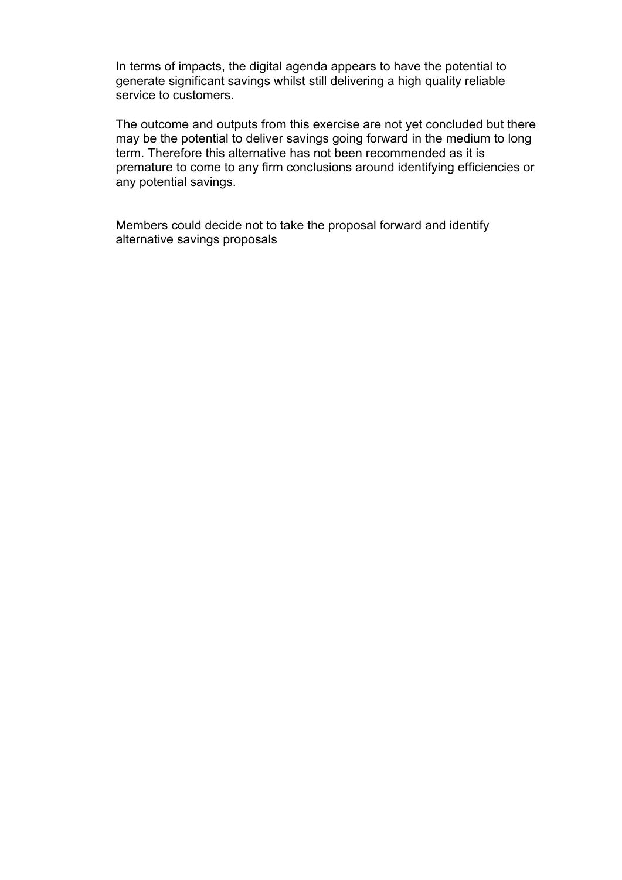In terms of impacts, the digital agenda appears to have the potential to generate significant savings whilst still delivering a high quality reliable service to customers.

The outcome and outputs from this exercise are not yet concluded but there may be the potential to deliver savings going forward in the medium to long term. Therefore this alternative has not been recommended as it is premature to come to any firm conclusions around identifying efficiencies or any potential savings.

Members could decide not to take the proposal forward and identify alternative savings proposals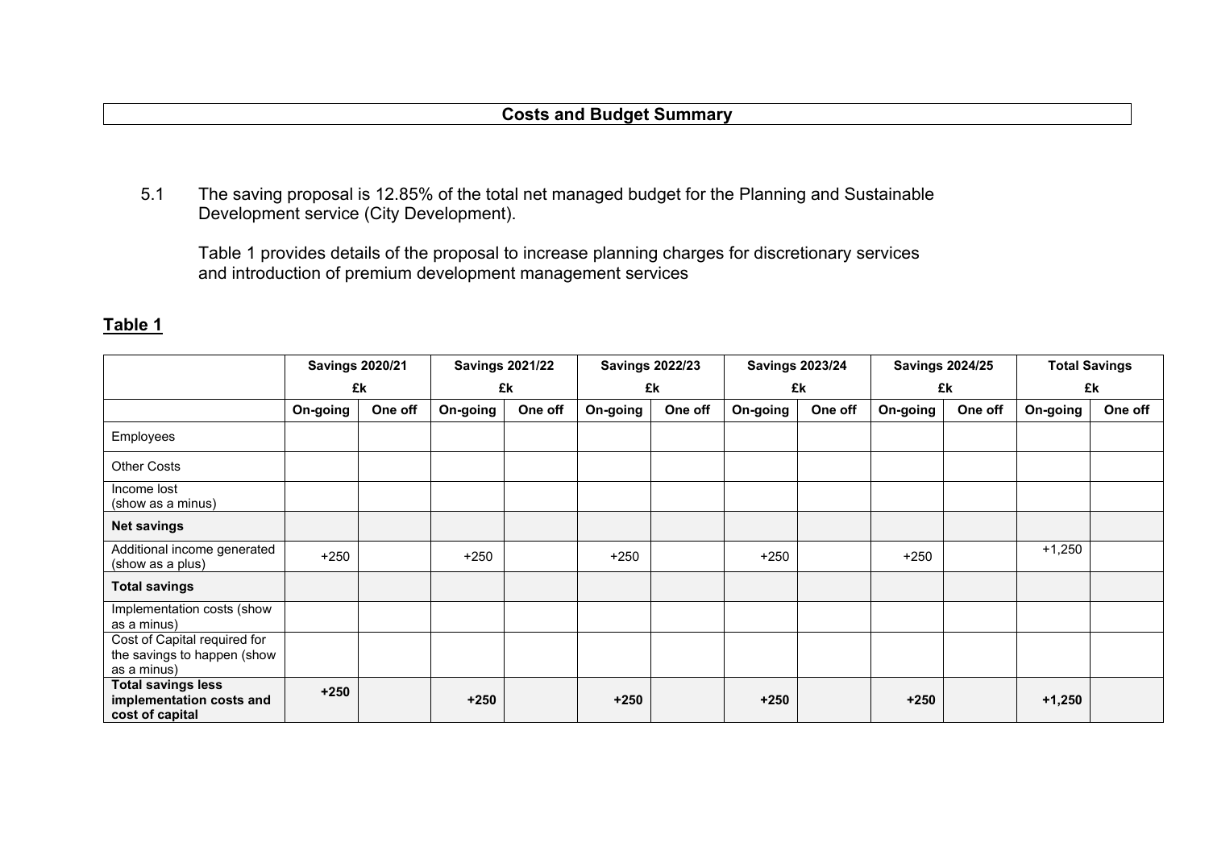## Costs and Budget Summary

5.1 The saving proposal is 12.85% of the total net managed budget for the Planning and Sustainable Development service (City Development).

Table 1 provides details of the proposal to increase planning charges for discretionary services and introduction of premium development management services

**Table 1**

| | Savings 2020/21 £k | | Savings 2021/22 £k | | Savings 2022/23 £k | | Savings 2023/24 £k | | Savings 2024/25 £k | | Total Savings £k | |
|---|---|---|---|---|---|---|---|---|---|---|---|---|
| | **On-going** | **One off** | **On-going** | **One off** | **On-going** | **One off** | **On-going** | **One off** | **On-going** | **One off** | **On-going** | **One off** |
| Employees | | | | | | | | | | | | |
| Other Costs | | | | | | | | | | | | |
| Income lost (show as a minus) | | | | | | | | | | | | |
| **Net savings** | | | | | | | | | | | | |
| Additional income generated (show as a plus) | +250 | | +250 | | +250 | | +250 | | +250 | | +1,250 | |
| **Total savings** | | | | | | | | | | | | |
| Implementation costs (show as a minus) | | | | | | | | | | | | |
| Cost of Capital required for the savings to happen (show as a minus) | | | | | | | | | | | | |
| **Total savings less implementation costs and cost of capital** | **+250** | | **+250** | | **+250** | | **+250** | | **+250** | | **+1,250** | |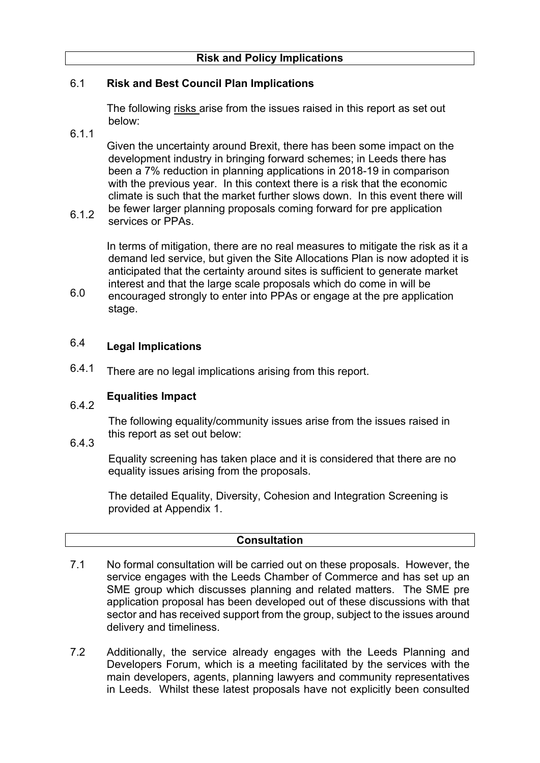## Risk and Policy Implications

6.1 **Risk and Best Council Plan Implications**

The following risks arise from the issues raised in this report as set out below:

6.1.1 Given the uncertainty around Brexit, there has been some impact on the development industry in bringing forward schemes; in Leeds there has been a 7% reduction in planning applications in 2018-19 in comparison with the previous year. In this context there is a risk that the economic climate is such that the market further slows down. In this event there will be fewer larger planning proposals coming forward for pre application services or PPAs.

6.1.2 In terms of mitigation, there are no real measures to mitigate the risk as it a demand led service, but given the Site Allocations Plan is now adopted it is anticipated that the certainty around sites is sufficient to generate market interest and that the large scale proposals which do come in will be encouraged strongly to enter into PPAs or engage at the pre application stage.

6.0

6.4 **Legal Implications**

6.4.1 There are no legal implications arising from this report.

**Equalities Impact**

6.4.2 The following equality/community issues arise from the issues raised in this report as set out below:

6.4.3 Equality screening has taken place and it is considered that there are no equality issues arising from the proposals.

The detailed Equality, Diversity, Cohesion and Integration Screening is provided at Appendix 1.

## Consultation

7.1 No formal consultation will be carried out on these proposals. However, the service engages with the Leeds Chamber of Commerce and has set up an SME group which discusses planning and related matters. The SME pre application proposal has been developed out of these discussions with that sector and has received support from the group, subject to the issues around delivery and timeliness.

7.2 Additionally, the service already engages with the Leeds Planning and Developers Forum, which is a meeting facilitated by the services with the main developers, agents, planning lawyers and community representatives in Leeds. Whilst these latest proposals have not explicitly been consulted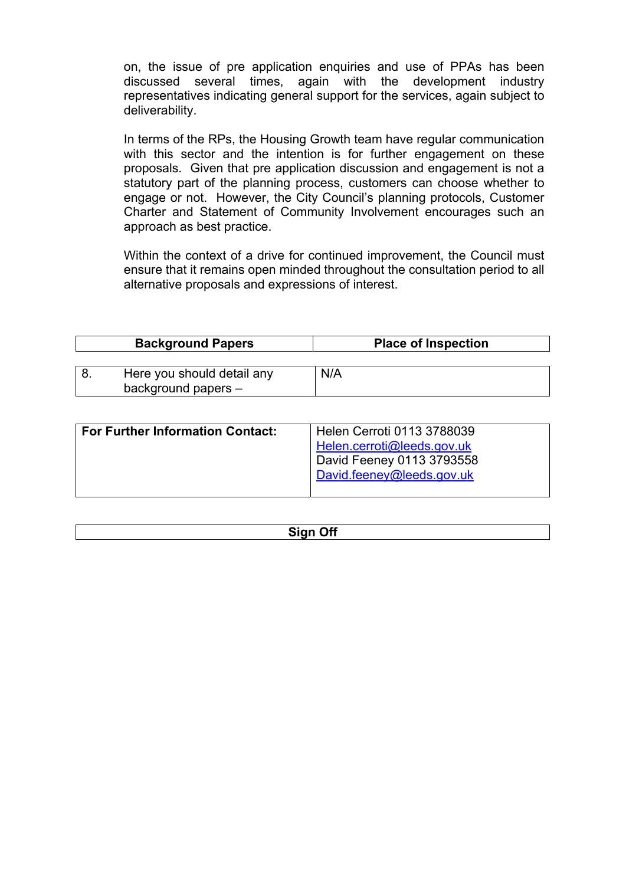on, the issue of pre application enquiries and use of PPAs has been discussed several times, again with the development industry representatives indicating general support for the services, again subject to deliverability.

In terms of the RPs, the Housing Growth team have regular communication with this sector and the intention is for further engagement on these proposals. Given that pre application discussion and engagement is not a statutory part of the planning process, customers can choose whether to engage or not. However, the City Council's planning protocols, Customer Charter and Statement of Community Involvement encourages such an approach as best practice.

Within the context of a drive for continued improvement, the Council must ensure that it remains open minded throughout the consultation period to all alternative proposals and expressions of interest.

| **Background Papers** | **Place of Inspection** |
|---|---|
| 8. Here you should detail any background papers – | N/A |

| **For Further Information Contact:** | Helen Cerroti 0113 3788039<br>Helen.cerroti@leeds.gov.uk<br>David Feeney 0113 3793558<br>David.feeney@leeds.gov.uk |
|---|---|

| **Sign Off** |
|---|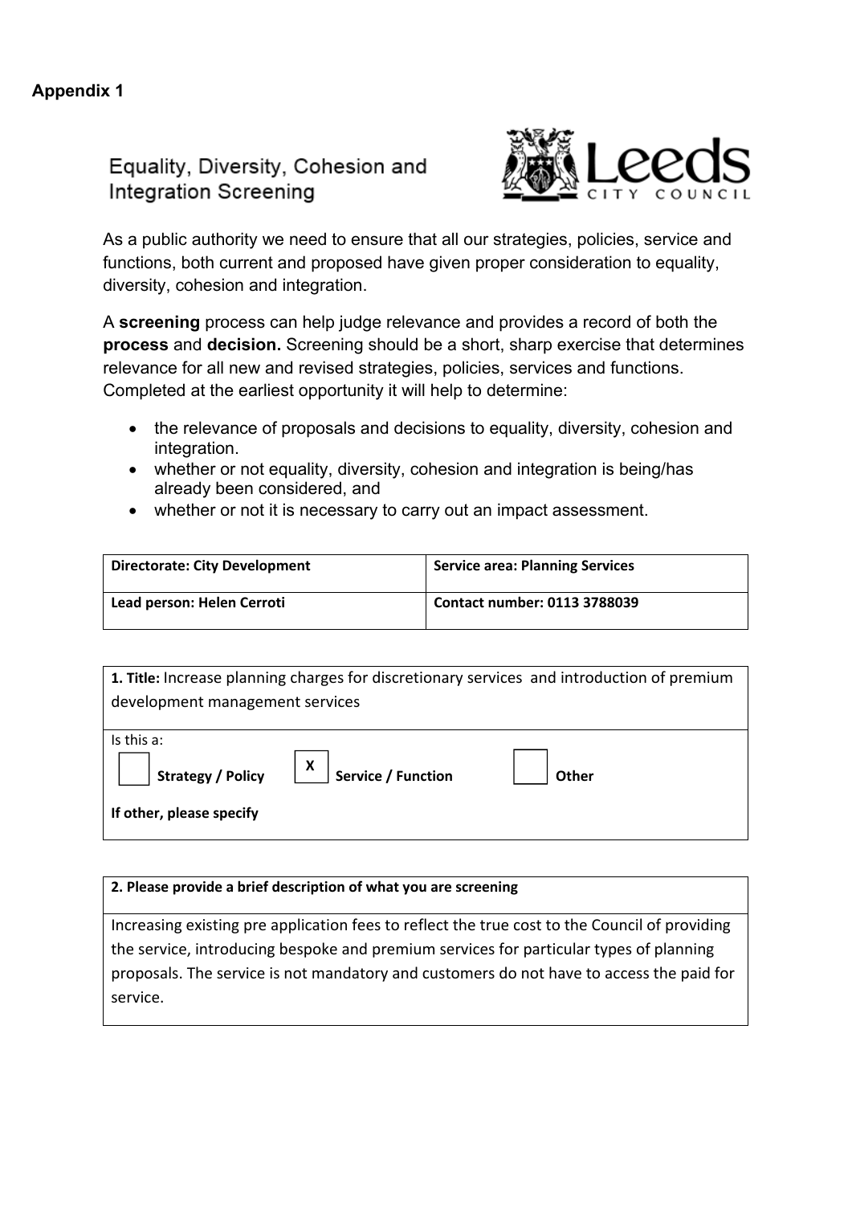**Appendix 1**

# Equality, Diversity, Cohesion and Integration Screening

Leeds City Council

As a public authority we need to ensure that all our strategies, policies, service and functions, both current and proposed have given proper consideration to equality, diversity, cohesion and integration.

A **screening** process can help judge relevance and provides a record of both the **process** and **decision.** Screening should be a short, sharp exercise that determines relevance for all new and revised strategies, policies, services and functions. Completed at the earliest opportunity it will help to determine:

- the relevance of proposals and decisions to equality, diversity, cohesion and integration.
- whether or not equality, diversity, cohesion and integration is being/has already been considered, and
- whether or not it is necessary to carry out an impact assessment.

| **Directorate: City Development** | **Service area: Planning Services** |
|---|---|
| **Lead person: Helen Cerroti** | **Contact number: 0113 3788039** |

| **1. Title:** Increase planning charges for discretionary services and introduction of premium development management services |
|---|
| Is this a:<br>[ ] **Strategy / Policy** [X] **Service / Function** [ ] **Other**<br>**If other, please specify** |

| **2. Please provide a brief description of what you are screening** |
|---|
| Increasing existing pre application fees to reflect the true cost to the Council of providing the service, introducing bespoke and premium services for particular types of planning proposals. The service is not mandatory and customers do not have to access the paid for service. |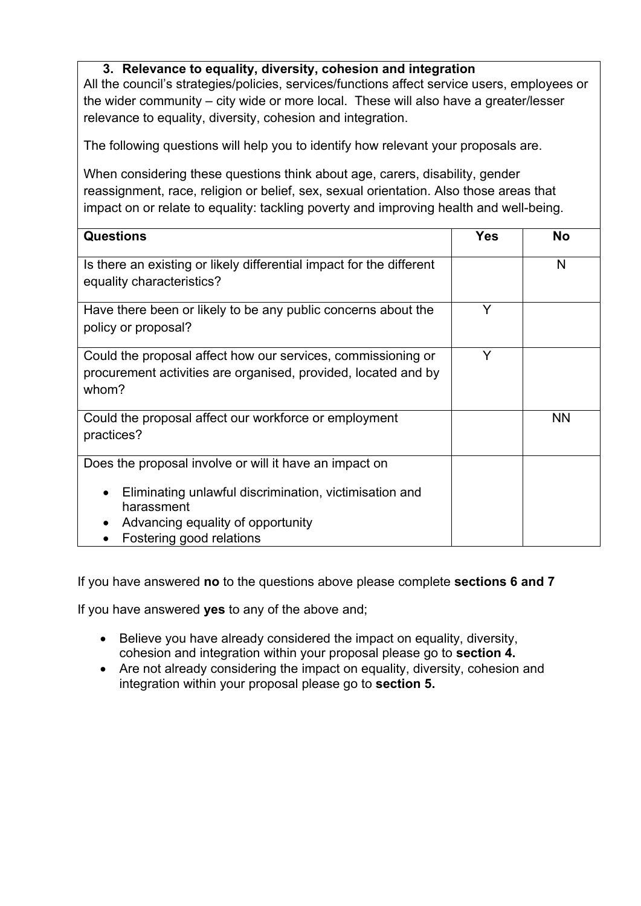### 3. Relevance to equality, diversity, cohesion and integration

All the council's strategies/policies, services/functions affect service users, employees or the wider community – city wide or more local. These will also have a greater/lesser relevance to equality, diversity, cohesion and integration.

The following questions will help you to identify how relevant your proposals are.

When considering these questions think about age, carers, disability, gender reassignment, race, religion or belief, sex, sexual orientation. Also those areas that impact on or relate to equality: tackling poverty and improving health and well-being.

| Questions | Yes | No |
|---|---|---|
| Is there an existing or likely differential impact for the different equality characteristics? | | N |
| Have there been or likely to be any public concerns about the policy or proposal? | Y | |
| Could the proposal affect how our services, commissioning or procurement activities are organised, provided, located and by whom? | Y | |
| Could the proposal affect our workforce or employment practices? | | NN |
| Does the proposal involve or will it have an impact on<br>• Eliminating unlawful discrimination, victimisation and harassment<br>• Advancing equality of opportunity<br>• Fostering good relations | | |

If you have answered **no** to the questions above please complete **sections 6 and 7**

If you have answered **yes** to any of the above and;

- Believe you have already considered the impact on equality, diversity, cohesion and integration within your proposal please go to **section 4.**
- Are not already considering the impact on equality, diversity, cohesion and integration within your proposal please go to **section 5.**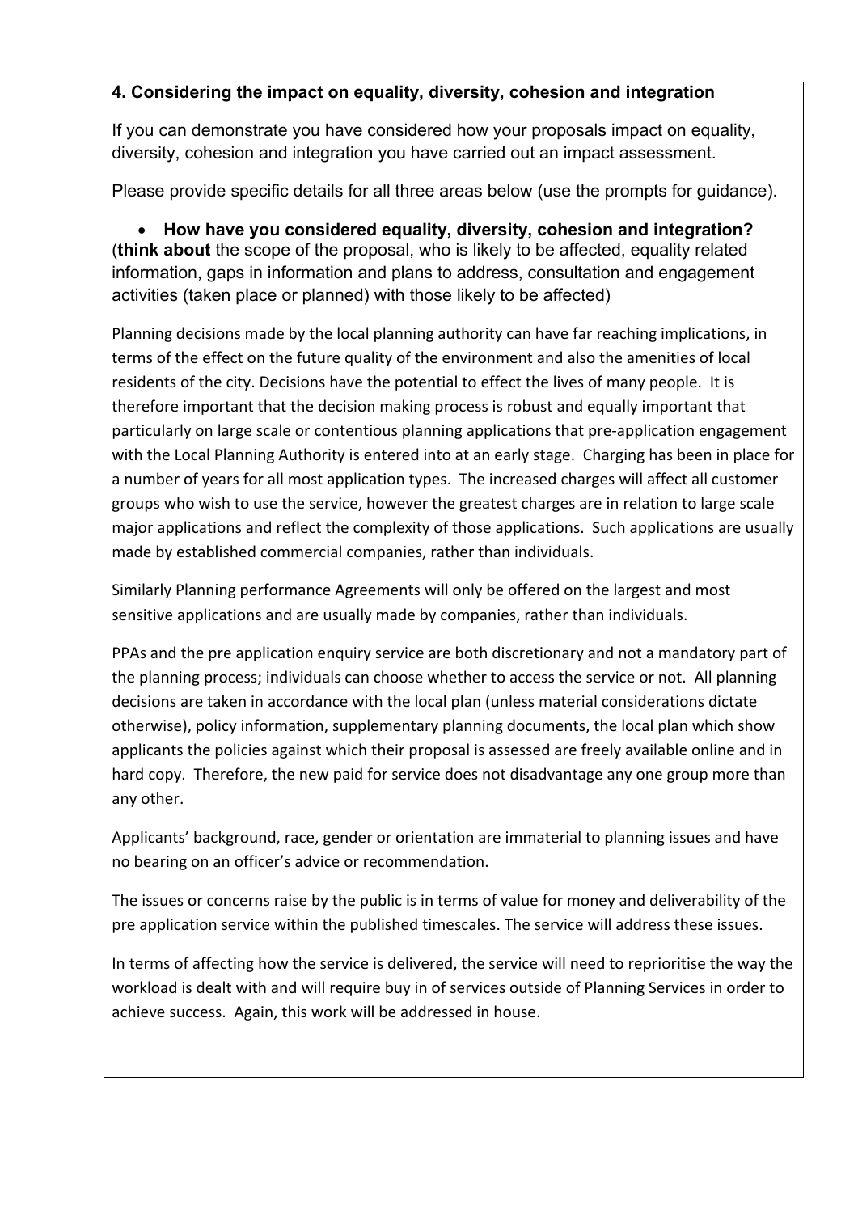### 4. Considering the impact on equality, diversity, cohesion and integration

If you can demonstrate you have considered how your proposals impact on equality, diversity, cohesion and integration you have carried out an impact assessment.

Please provide specific details for all three areas below (use the prompts for guidance).

- **How have you considered equality, diversity, cohesion and integration?**

(**think about** the scope of the proposal, who is likely to be affected, equality related information, gaps in information and plans to address, consultation and engagement activities (taken place or planned) with those likely to be affected)

Planning decisions made by the local planning authority can have far reaching implications, in terms of the effect on the future quality of the environment and also the amenities of local residents of the city. Decisions have the potential to effect the lives of many people. It is therefore important that the decision making process is robust and equally important that particularly on large scale or contentious planning applications that pre-application engagement with the Local Planning Authority is entered into at an early stage. Charging has been in place for a number of years for all most application types. The increased charges will affect all customer groups who wish to use the service, however the greatest charges are in relation to large scale major applications and reflect the complexity of those applications. Such applications are usually made by established commercial companies, rather than individuals.

Similarly Planning performance Agreements will only be offered on the largest and most sensitive applications and are usually made by companies, rather than individuals.

PPAs and the pre application enquiry service are both discretionary and not a mandatory part of the planning process; individuals can choose whether to access the service or not. All planning decisions are taken in accordance with the local plan (unless material considerations dictate otherwise), policy information, supplementary planning documents, the local plan which show applicants the policies against which their proposal is assessed are freely available online and in hard copy. Therefore, the new paid for service does not disadvantage any one group more than any other.

Applicants' background, race, gender or orientation are immaterial to planning issues and have no bearing on an officer's advice or recommendation.

The issues or concerns raise by the public is in terms of value for money and deliverability of the pre application service within the published timescales. The service will address these issues.

In terms of affecting how the service is delivered, the service will need to reprioritise the way the workload is dealt with and will require buy in of services outside of Planning Services in order to achieve success. Again, this work will be addressed in house.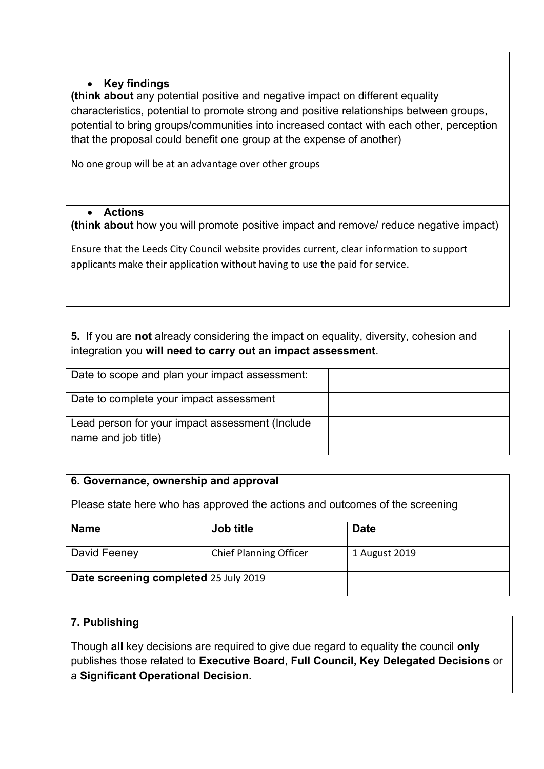- **Key findings**

**(think about** any potential positive and negative impact on different equality characteristics, potential to promote strong and positive relationships between groups, potential to bring groups/communities into increased contact with each other, perception that the proposal could benefit one group at the expense of another)

No one group will be at an advantage over other groups

- **Actions**

**(think about** how you will promote positive impact and remove/ reduce negative impact)

Ensure that the Leeds City Council website provides current, clear information to support applicants make their application without having to use the paid for service.

| **5.** If you are **not** already considering the impact on equality, diversity, cohesion and integration you **will need to carry out an impact assessment**. | |
|---|---|
| Date to scope and plan your impact assessment: | |
| Date to complete your impact assessment | |
| Lead person for your impact assessment (Include name and job title) | |

**6. Governance, ownership and approval**

Please state here who has approved the actions and outcomes of the screening

| Name | Job title | Date |
|---|---|---|
| David Feeney | Chief Planning Officer | 1 August 2019 |
| **Date screening completed** 25 July 2019 | | |

**7. Publishing**

Though **all** key decisions are required to give due regard to equality the council **only** publishes those related to **Executive Board**, **Full Council, Key Delegated Decisions** or a **Significant Operational Decision.**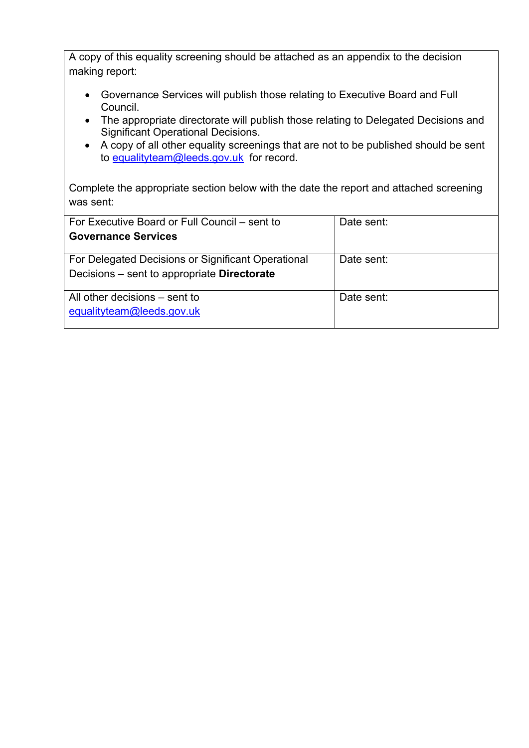A copy of this equality screening should be attached as an appendix to the decision making report:

- Governance Services will publish those relating to Executive Board and Full Council.
- The appropriate directorate will publish those relating to Delegated Decisions and Significant Operational Decisions.
- A copy of all other equality screenings that are not to be published should be sent to equalityteam@leeds.gov.uk for record.

Complete the appropriate section below with the date the report and attached screening was sent:

| | |
|---|---|
| For Executive Board or Full Council – sent to **Governance Services** | Date sent: |
| For Delegated Decisions or Significant Operational Decisions – sent to appropriate **Directorate** | Date sent: |
| All other decisions – sent to equalityteam@leeds.gov.uk | Date sent: |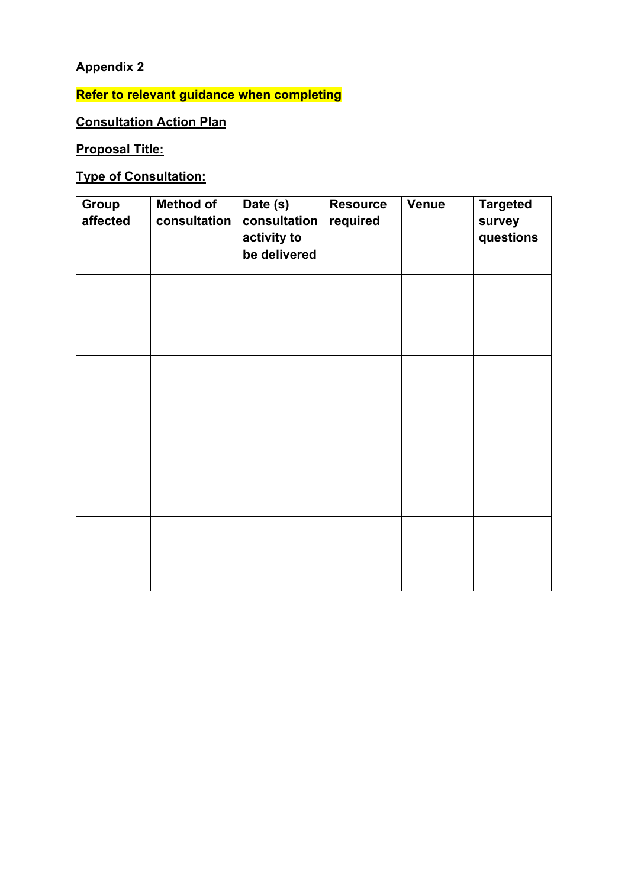**Appendix 2**

**Refer to relevant guidance when completing**

**Consultation Action Plan**

**Proposal Title:**

**Type of Consultation:**

| Group affected | Method of consultation | Date (s) consultation activity to be delivered | Resource required | Venue | Targeted survey questions |
|---|---|---|---|---|---|
| | | | | | |
| | | | | | |
| | | | | | |
| | | | | | |